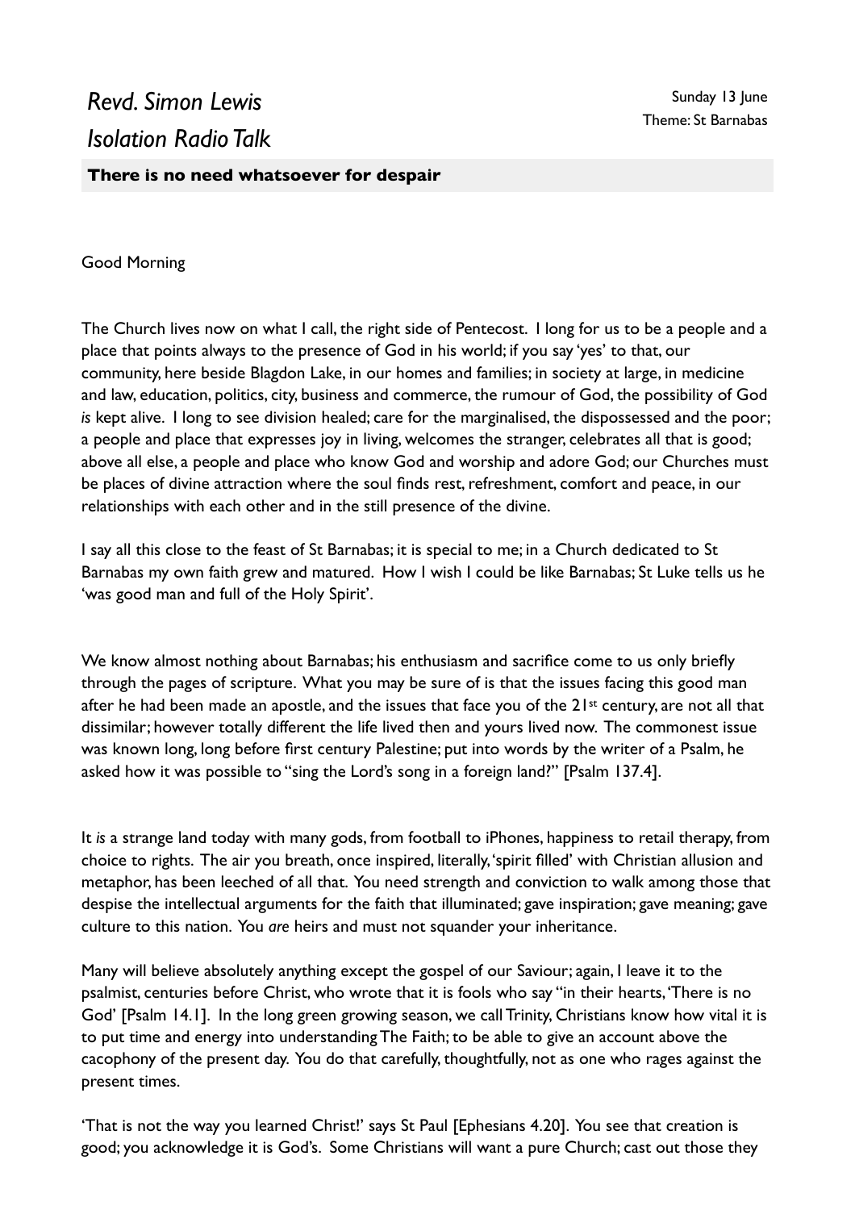# *Revd. Simon Lewis*
# *Isolation Radio Talk*

Sunday 13 June
Theme: St Barnabas

**There is no need whatsoever for despair**

Good Morning

The Church lives now on what I call, the right side of Pentecost. I long for us to be a people and a place that points always to the presence of God in his world; if you say 'yes' to that, our community, here beside Blagdon Lake, in our homes and families; in society at large, in medicine and law, education, politics, city, business and commerce, the rumour of God, the possibility of God *is* kept alive. I long to see division healed; care for the marginalised, the dispossessed and the poor; a people and place that expresses joy in living, welcomes the stranger, celebrates all that is good; above all else, a people and place who know God and worship and adore God; our Churches must be places of divine attraction where the soul finds rest, refreshment, comfort and peace, in our relationships with each other and in the still presence of the divine.

I say all this close to the feast of St Barnabas; it is special to me; in a Church dedicated to St Barnabas my own faith grew and matured. How I wish I could be like Barnabas; St Luke tells us he 'was good man and full of the Holy Spirit'.

We know almost nothing about Barnabas; his enthusiasm and sacrifice come to us only briefly through the pages of scripture. What you may be sure of is that the issues facing this good man after he had been made an apostle, and the issues that face you of the 21st century, are not all that dissimilar; however totally different the life lived then and yours lived now. The commonest issue was known long, long before first century Palestine; put into words by the writer of a Psalm, he asked how it was possible to "sing the Lord's song in a foreign land?" [Psalm 137.4].

It *is* a strange land today with many gods, from football to iPhones, happiness to retail therapy, from choice to rights. The air you breath, once inspired, literally, 'spirit filled' with Christian allusion and metaphor, has been leeched of all that. You need strength and conviction to walk among those that despise the intellectual arguments for the faith that illuminated; gave inspiration; gave meaning; gave culture to this nation. You *are* heirs and must not squander your inheritance.

Many will believe absolutely anything except the gospel of our Saviour; again, I leave it to the psalmist, centuries before Christ, who wrote that it is fools who say "in their hearts, 'There is no God' [Psalm 14.1]. In the long green growing season, we call Trinity, Christians know how vital it is to put time and energy into understanding The Faith; to be able to give an account above the cacophony of the present day. You do that carefully, thoughtfully, not as one who rages against the present times.

'That is not the way you learned Christ!' says St Paul [Ephesians 4.20]. You see that creation is good; you acknowledge it is God's. Some Christians will want a pure Church; cast out those they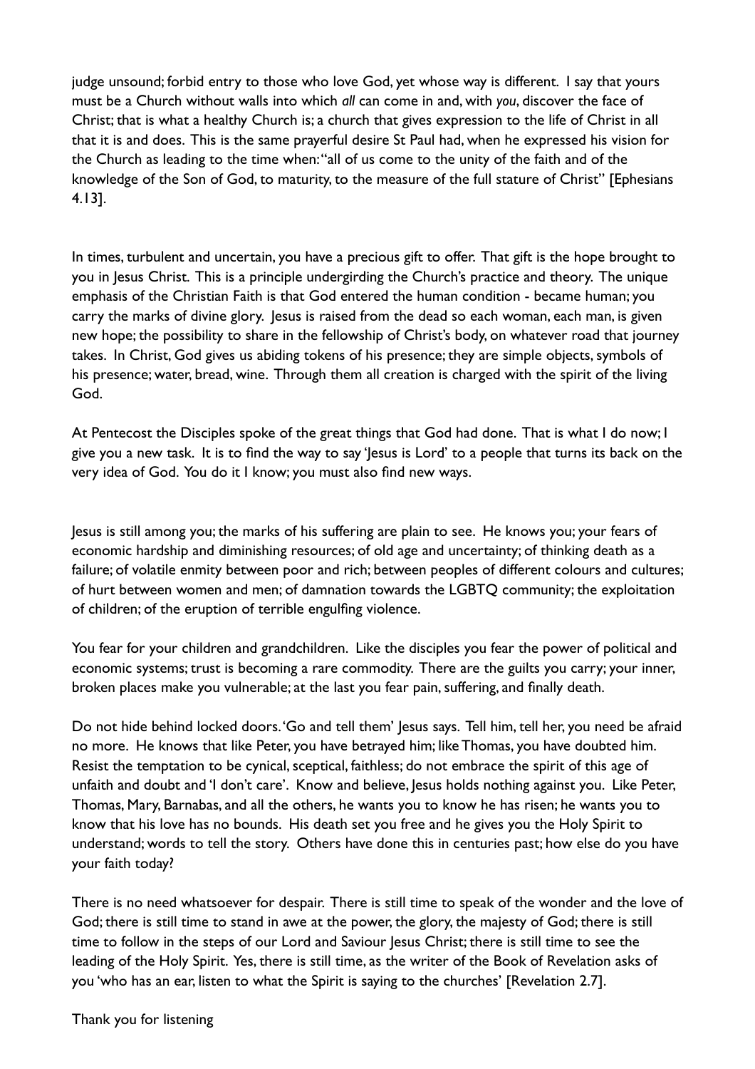judge unsound; forbid entry to those who love God, yet whose way is different. I say that yours must be a Church without walls into which *all* can come in and, with *you*, discover the face of Christ; that is what a healthy Church is; a church that gives expression to the life of Christ in all that it is and does. This is the same prayerful desire St Paul had, when he expressed his vision for the Church as leading to the time when: "all of us come to the unity of the faith and of the knowledge of the Son of God, to maturity, to the measure of the full stature of Christ" [Ephesians 4.13].

In times, turbulent and uncertain, you have a precious gift to offer. That gift is the hope brought to you in Jesus Christ. This is a principle undergirding the Church's practice and theory. The unique emphasis of the Christian Faith is that God entered the human condition - became human; you carry the marks of divine glory. Jesus is raised from the dead so each woman, each man, is given new hope; the possibility to share in the fellowship of Christ's body, on whatever road that journey takes. In Christ, God gives us abiding tokens of his presence; they are simple objects, symbols of his presence; water, bread, wine. Through them all creation is charged with the spirit of the living God.

At Pentecost the Disciples spoke of the great things that God had done. That is what I do now; I give you a new task. It is to find the way to say 'Jesus is Lord' to a people that turns its back on the very idea of God. You do it I know; you must also find new ways.

Jesus is still among you; the marks of his suffering are plain to see. He knows you; your fears of economic hardship and diminishing resources; of old age and uncertainty; of thinking death as a failure; of volatile enmity between poor and rich; between peoples of different colours and cultures; of hurt between women and men; of damnation towards the LGBTQ community; the exploitation of children; of the eruption of terrible engulfing violence.

You fear for your children and grandchildren. Like the disciples you fear the power of political and economic systems; trust is becoming a rare commodity. There are the guilts you carry; your inner, broken places make you vulnerable; at the last you fear pain, suffering, and finally death.

Do not hide behind locked doors. 'Go and tell them' Jesus says. Tell him, tell her, you need be afraid no more. He knows that like Peter, you have betrayed him; like Thomas, you have doubted him. Resist the temptation to be cynical, sceptical, faithless; do not embrace the spirit of this age of unfaith and doubt and 'I don't care'. Know and believe, Jesus holds nothing against you. Like Peter, Thomas, Mary, Barnabas, and all the others, he wants you to know he has risen; he wants you to know that his love has no bounds. His death set you free and he gives you the Holy Spirit to understand; words to tell the story. Others have done this in centuries past; how else do you have your faith today?

There is no need whatsoever for despair. There is still time to speak of the wonder and the love of God; there is still time to stand in awe at the power, the glory, the majesty of God; there is still time to follow in the steps of our Lord and Saviour Jesus Christ; there is still time to see the leading of the Holy Spirit. Yes, there is still time, as the writer of the Book of Revelation asks of you 'who has an ear, listen to what the Spirit is saying to the churches' [Revelation 2.7].

Thank you for listening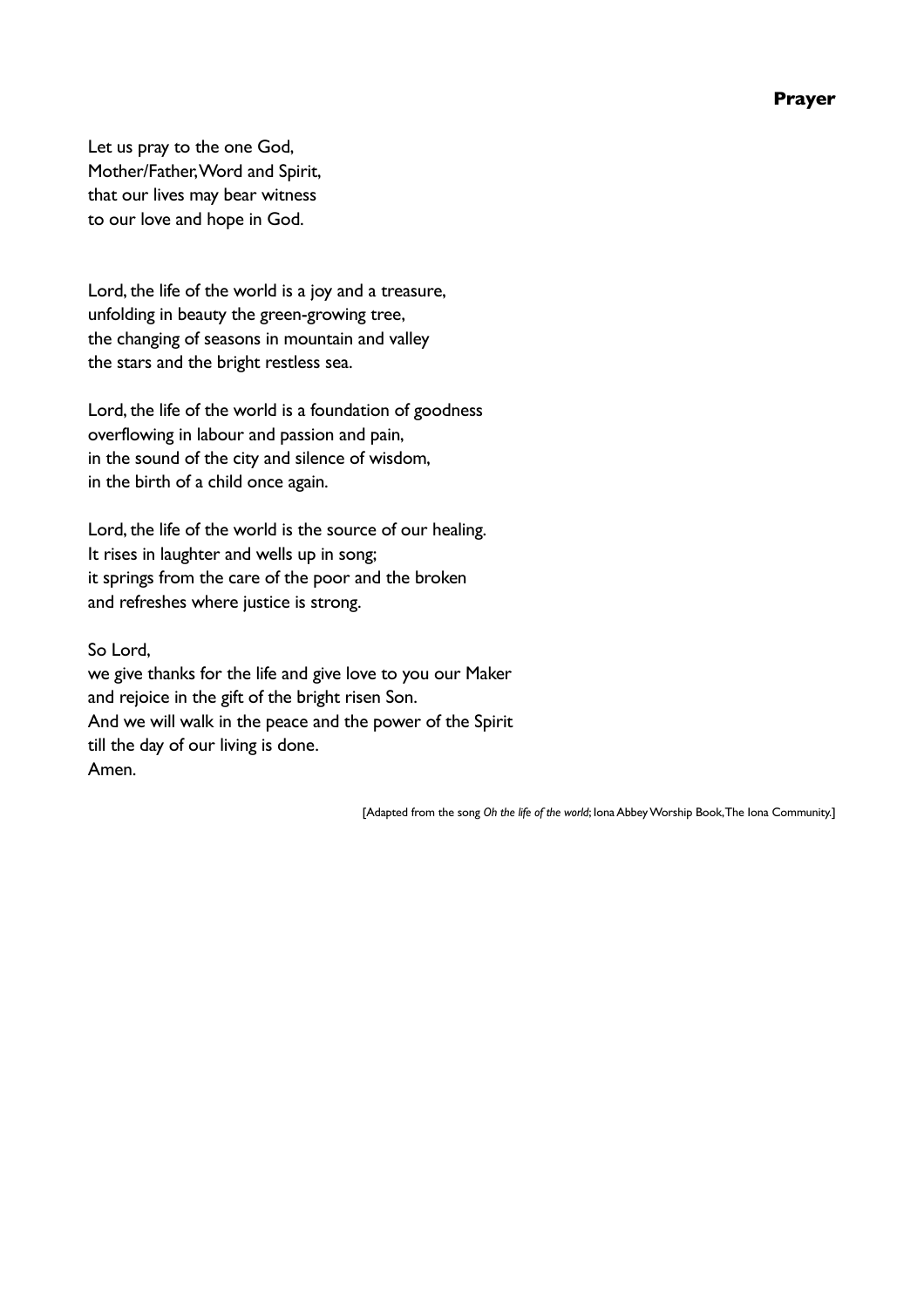**Prayer**

Let us pray to the one God,  
Mother/Father, Word and Spirit,  
that our lives may bear witness  
to our love and hope in God.

Lord, the life of the world is a joy and a treasure,  
unfolding in beauty the green-growing tree,  
the changing of seasons in mountain and valley  
the stars and the bright restless sea.

Lord, the life of the world is a foundation of goodness  
overflowing in labour and passion and pain,  
in the sound of the city and silence of wisdom,  
in the birth of a child once again.

Lord, the life of the world is the source of our healing.  
It rises in laughter and wells up in song;  
it springs from the care of the poor and the broken  
and refreshes where justice is strong.

So Lord,  
we give thanks for the life and give love to you our Maker  
and rejoice in the gift of the bright risen Son.  
And we will walk in the peace and the power of the Spirit  
till the day of our living is done.  
Amen.

[Adapted from the song *Oh the life of the world*; Iona Abbey Worship Book, The Iona Community.]